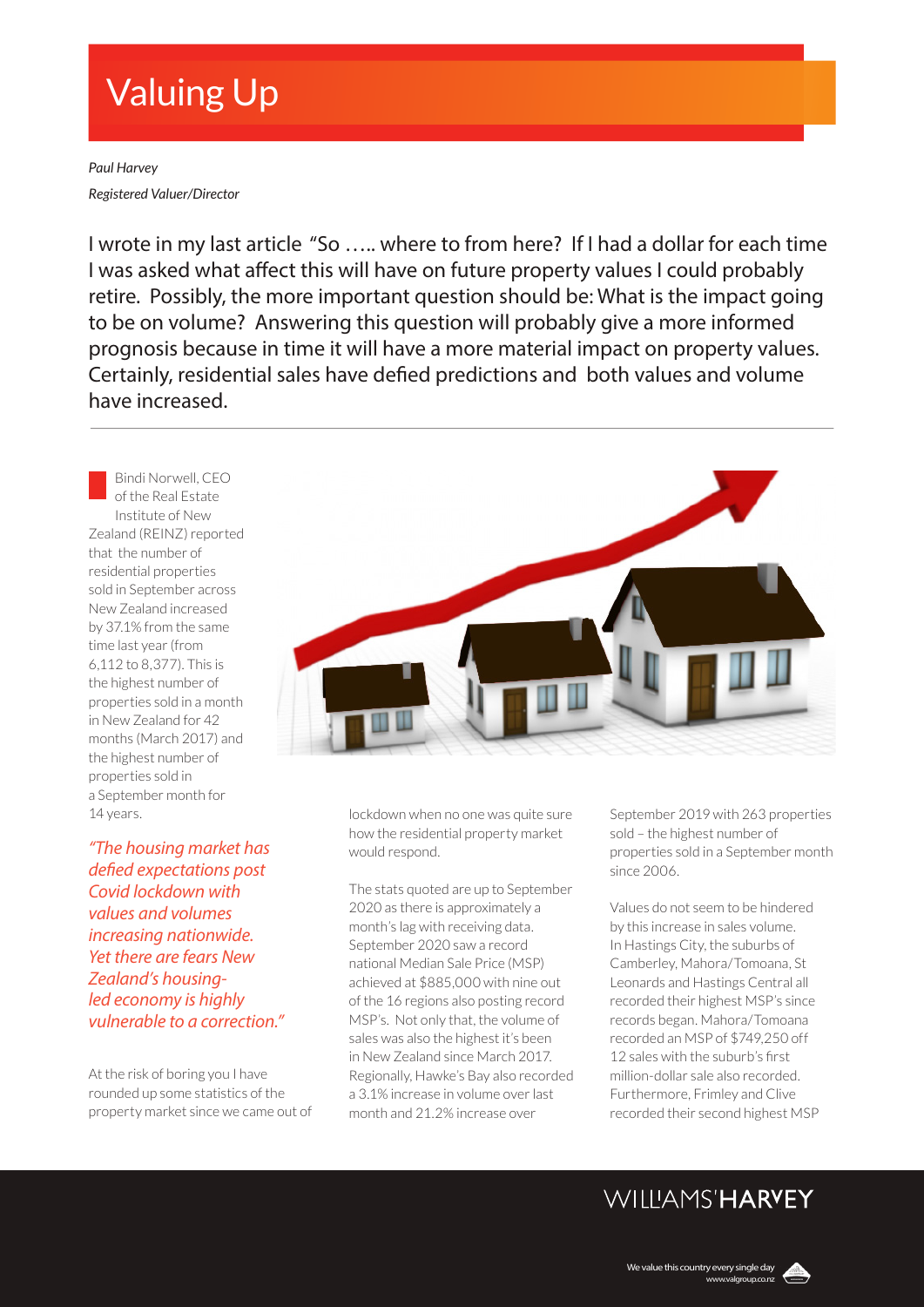# Valuing Up

*Paul Harvey*

*Registered Valuer/Director*

I wrote in my last article "So ….. where to from here? If I had a dollar for each time I was asked what affect this will have on future property values I could probably retire. Possibly, the more important question should be: What is the impact going to be on volume? Answering this question will probably give a more informed prognosis because in time it will have a more material impact on property values. Certainly, residential sales have defied predictions and both values and volume have increased.

---

Bindi Norwell, CEO of the Real Estate Institute of New Zealand (REINZ) reported that the number of residential properties sold in September across New Zealand increased by 37.1% from the same time last year (from 6,112 to 8,377). This is the highest number of properties sold in a month in New Zealand for 42 months (March 2017) and the highest number of properties sold in a September month for 14 years.

*"The housing market has defied expectations post Covid lockdown with values and volumes increasing nationwide. Yet there are fears New Zealand's housing-led economy is highly vulnerable to a correction."*

At the risk of boring you I have rounded up some statistics of the property market since we came out of lockdown when no one was quite sure how the residential property market would respond.

The stats quoted are up to September 2020 as there is approximately a month's lag with receiving data. September 2020 saw a record national Median Sale Price (MSP) achieved at $885,000 with nine out of the 16 regions also posting record MSP's. Not only that, the volume of sales was also the highest it's been in New Zealand since March 2017. Regionally, Hawke's Bay also recorded a 3.1% increase in volume over last month and 21.2% increase over September 2019 with 263 properties sold – the highest number of properties sold in a September month since 2006.

Values do not seem to be hindered by this increase in sales volume. In Hastings City, the suburbs of Camberley, Mahora/Tomoana, St Leonards and Hastings Central all recorded their highest MSP's since records began. Mahora/Tomoana recorded an MSP of $749,250 off 12 sales with the suburb's first million-dollar sale also recorded. Furthermore, Frimley and Clive recorded their second highest MSP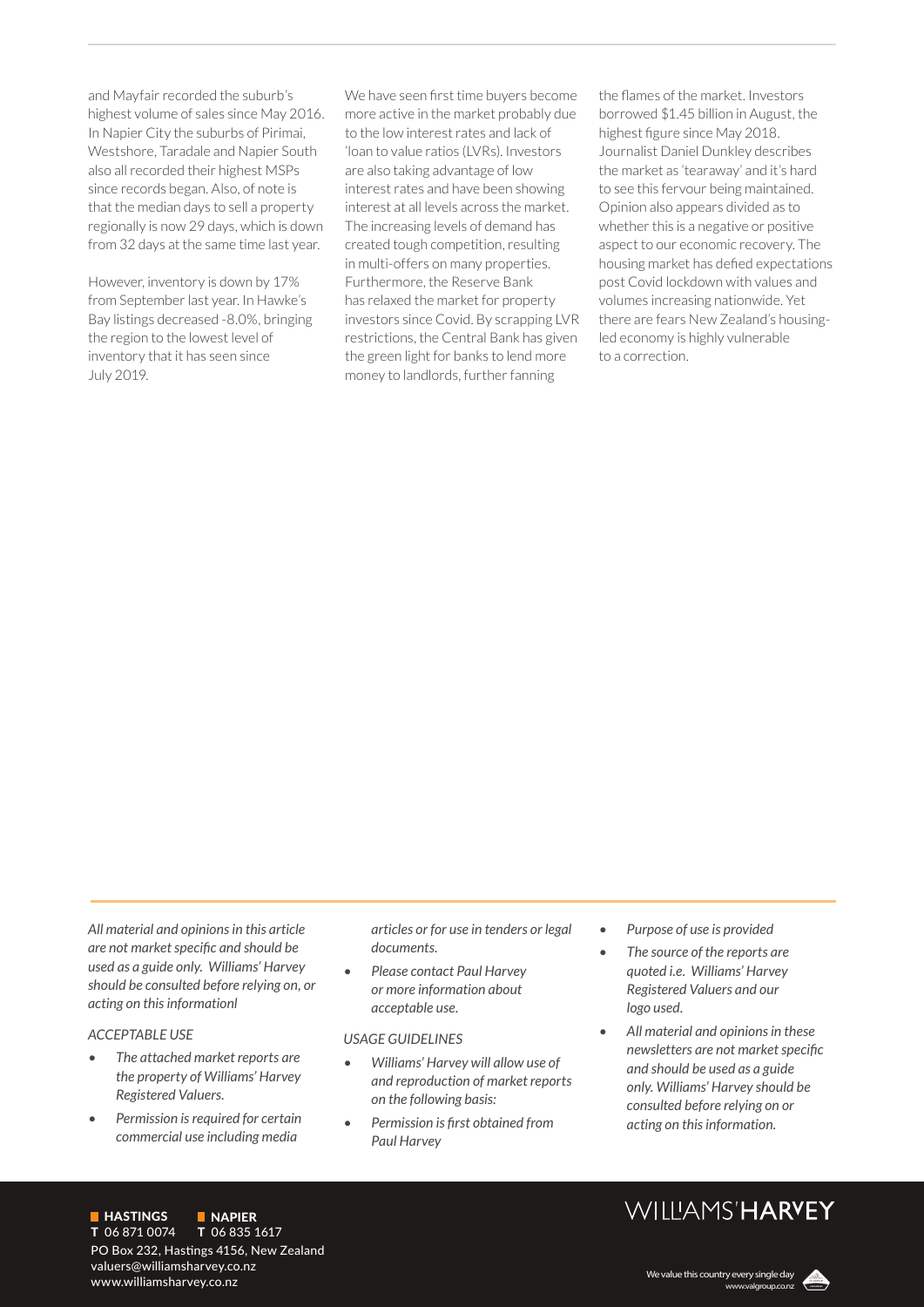and Mayfair recorded the suburb's highest volume of sales since May 2016. In Napier City the suburbs of Pirimai, Westshore, Taradale and Napier South also all recorded their highest MSPs since records began. Also, of note is that the median days to sell a property regionally is now 29 days, which is down from 32 days at the same time last year.

However, inventory is down by 17% from September last year. In Hawke's Bay listings decreased -8.0%, bringing the region to the lowest level of inventory that it has seen since July 2019.

We have seen first time buyers become more active in the market probably due to the low interest rates and lack of 'loan to value ratios (LVRs). Investors are also taking advantage of low interest rates and have been showing interest at all levels across the market. The increasing levels of demand has created tough competition, resulting in multi-offers on many properties. Furthermore, the Reserve Bank has relaxed the market for property investors since Covid. By scrapping LVR restrictions, the Central Bank has given the green light for banks to lend more money to landlords, further fanning the flames of the market. Investors borrowed $1.45 billion in August, the highest figure since May 2018. Journalist Daniel Dunkley describes the market as 'tearaway' and it's hard to see this fervour being maintained. Opinion also appears divided as to whether this is a negative or positive aspect to our economic recovery. The housing market has defied expectations post Covid lockdown with values and volumes increasing nationwide. Yet there are fears New Zealand's housing-led economy is highly vulnerable to a correction.

*All material and opinions in this article are not market specific and should be used as a guide only. Williams' Harvey should be consulted before relying on, or acting on this informationl*

*ACCEPTABLE USE*

- *The attached market reports are the property of Williams' Harvey Registered Valuers.*
- *Permission is required for certain commercial use including media articles or for use in tenders or legal documents.*
- *Please contact Paul Harvey or more information about acceptable use.*

*USAGE GUIDELINES*

- *Williams' Harvey will allow use of and reproduction of market reports on the following basis:*
- *Permission is first obtained from Paul Harvey*
- *Purpose of use is provided*
- *The source of the reports are quoted i.e. Williams' Harvey Registered Valuers and our logo used.*
- *All material and opinions in these newsletters are not market specific and should be used as a guide only. Williams' Harvey should be consulted before relying on or acting on this information.*

**HASTINGS**
**T** 06 871 0074

**NAPIER**
**T** 06 835 1617

PO Box 232, Hastings 4156, New Zealand
valuers@williamsharvey.co.nz
www.williamsharvey.co.nz

WILLIAMS'**HARVEY**

We value this country every single day
www.valgroup.co.nz